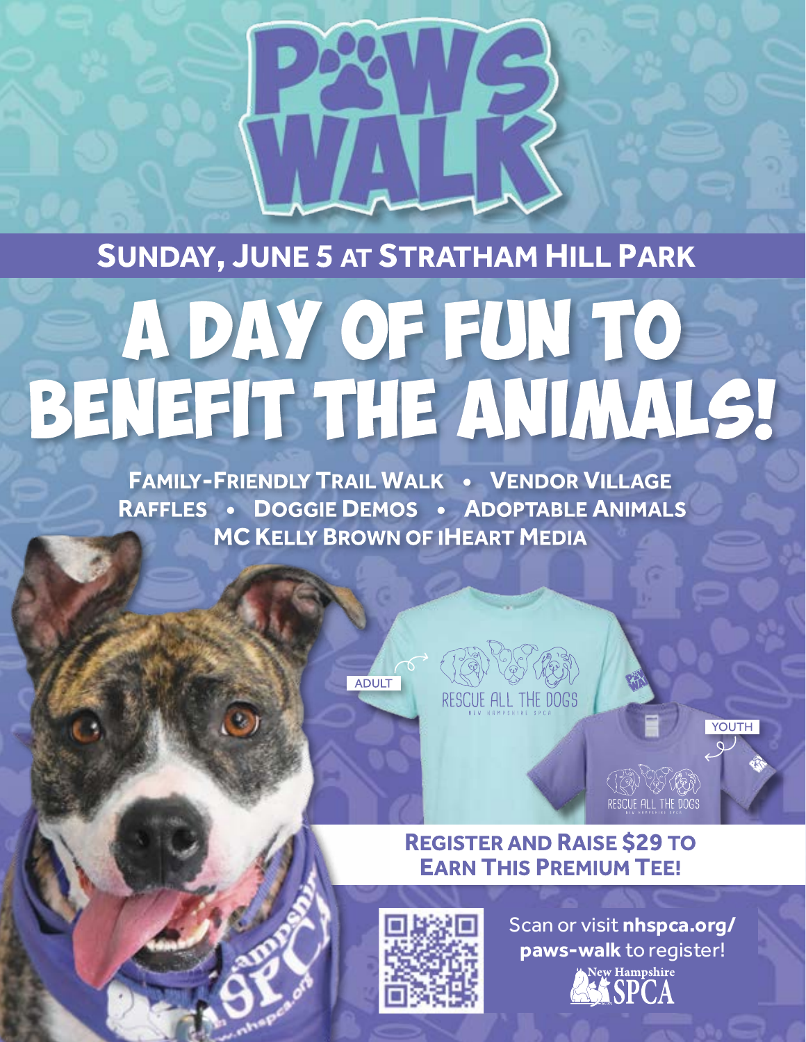# PAWS WALK

## SUNDAY, JUNE 5 AT STRATHAM HILL PARK

# A DAY OF FUN TO BENEFIT THE ANIMALS!

**FAMILY-FRIENDLY TRAIL WALK • VENDOR VILLAGE**
**RAFFLES • DOGGIE DEMOS • ADOPTABLE ANIMALS**
**MC KELLY BROWN OF IHEART MEDIA**

ADULT

RESCUE ALL THE DOGS
NEW HAMPSHIRE SPCA

YOUTH

RESCUE ALL THE DOGS
NEW HAMPSHIRE SPCA

**REGISTER AND RAISE $29 TO EARN THIS PREMIUM TEE!**

Scan or visit **nhspca.org/paws-walk** to register!

New Hampshire SPCA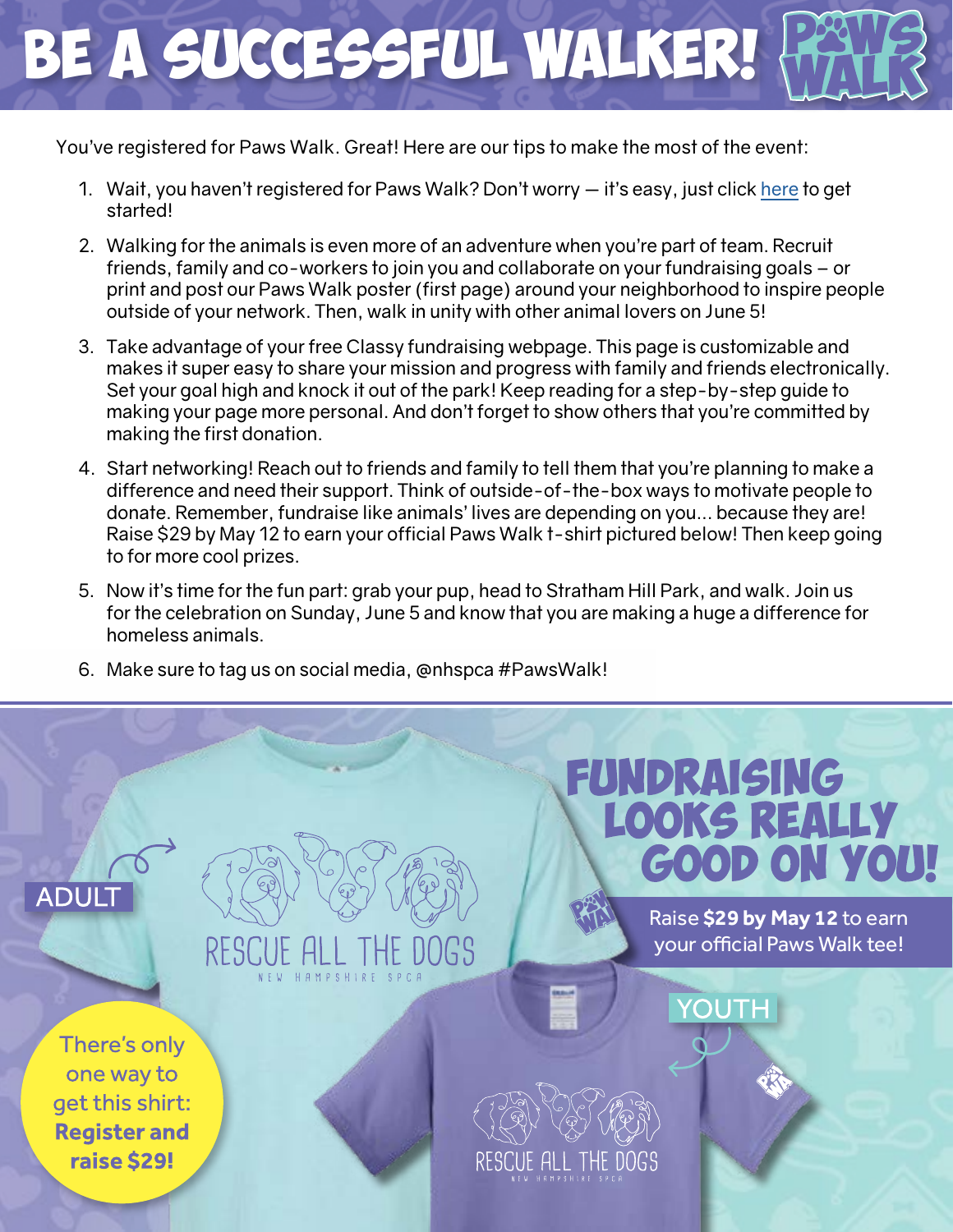# BE A SUCCESSFUL WALKER!

You've registered for Paws Walk. Great! Here are our tips to make the most of the event:

1. Wait, you haven't registered for Paws Walk? Don't worry — it's easy, just click here to get started!
2. Walking for the animals is even more of an adventure when you're part of team. Recruit friends, family and co-workers to join you and collaborate on your fundraising goals – or print and post our Paws Walk poster (first page) around your neighborhood to inspire people outside of your network. Then, walk in unity with other animal lovers on June 5!
3. Take advantage of your free Classy fundraising webpage. This page is customizable and makes it super easy to share your mission and progress with family and friends electronically. Set your goal high and knock it out of the park! Keep reading for a step-by-step guide to making your page more personal. And don't forget to show others that you're committed by making the first donation.
4. Start networking! Reach out to friends and family to tell them that you're planning to make a difference and need their support. Think of outside-of-the-box ways to motivate people to donate. Remember, fundraise like animals' lives are depending on you... because they are! Raise $29 by May 12 to earn your official Paws Walk t-shirt pictured below! Then keep going to for more cool prizes.
5. Now it's time for the fun part: grab your pup, head to Stratham Hill Park, and walk. Join us for the celebration on Sunday, June 5 and know that you are making a huge a difference for homeless animals.
6. Make sure to tag us on social media, @nhspca #PawsWalk!

## FUNDRAISING LOOKS REALLY GOOD ON YOU!

Raise **$29 by May 12** to earn your official Paws Walk tee!

ADULT

YOUTH

RESCUE ALL THE DOGS
NEW HAMPSHIRE SPCA

There's only one way to get this shirt: **Register and raise $29!**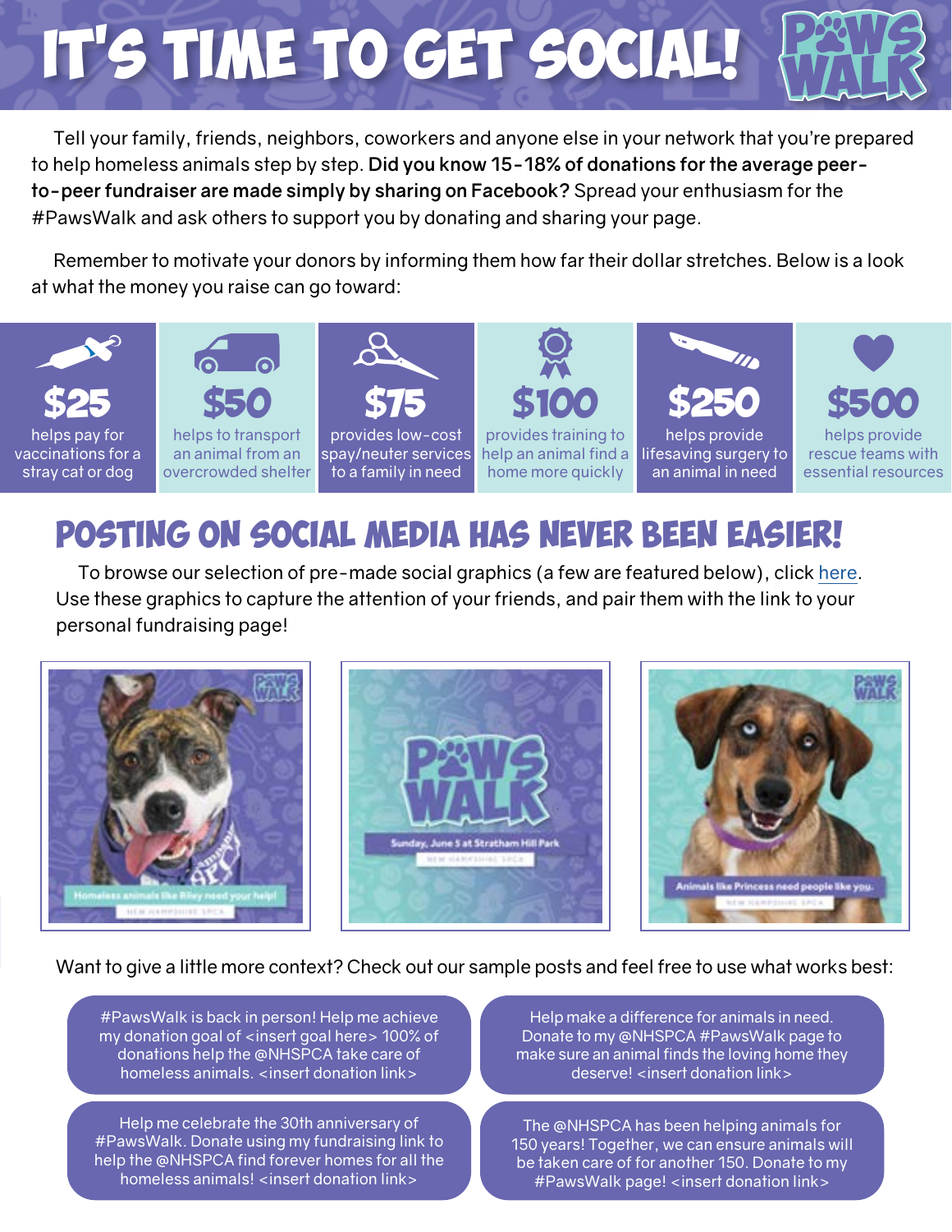# IT'S TIME TO GET SOCIAL!

Tell your family, friends, neighbors, coworkers and anyone else in your network that you're prepared to help homeless animals step by step. **Did you know 15-18% of donations for the average peer-to-peer fundraiser are made simply by sharing on Facebook?** Spread your enthusiasm for the #PawsWalk and ask others to support you by donating and sharing your page.

Remember to motivate your donors by informing them how far their dollar stretches. Below is a look at what the money you raise can go toward:

| $25 | $50 | $75 | $100 | $250 | $500 |
|---|---|---|---|---|---|
| helps pay for vaccinations for a stray cat or dog | helps to transport an animal from an overcrowded shelter | provides low-cost spay/neuter services to a family in need | provides training to help an animal find a home more quickly | helps provide lifesaving surgery to an animal in need | helps provide rescue teams with essential resources |

## POSTING ON SOCIAL MEDIA HAS NEVER BEEN EASIER!

To browse our selection of pre-made social graphics (a few are featured below), click here. Use these graphics to capture the attention of your friends, and pair them with the link to your personal fundraising page!

Want to give a little more context? Check out our sample posts and feel free to use what works best:

- #PawsWalk is back in person! Help me achieve my donation goal of <insert goal here> 100% of donations help the @NHSPCA take care of homeless animals. <insert donation link>
- Help make a difference for animals in need. Donate to my @NHSPCA #PawsWalk page to make sure an animal finds the loving home they deserve! <insert donation link>
- Help me celebrate the 30th anniversary of #PawsWalk. Donate using my fundraising link to help the @NHSPCA find forever homes for all the homeless animals! <insert donation link>
- The @NHSPCA has been helping animals for 150 years! Together, we can ensure animals will be taken care of for another 150. Donate to my #PawsWalk page! <insert donation link>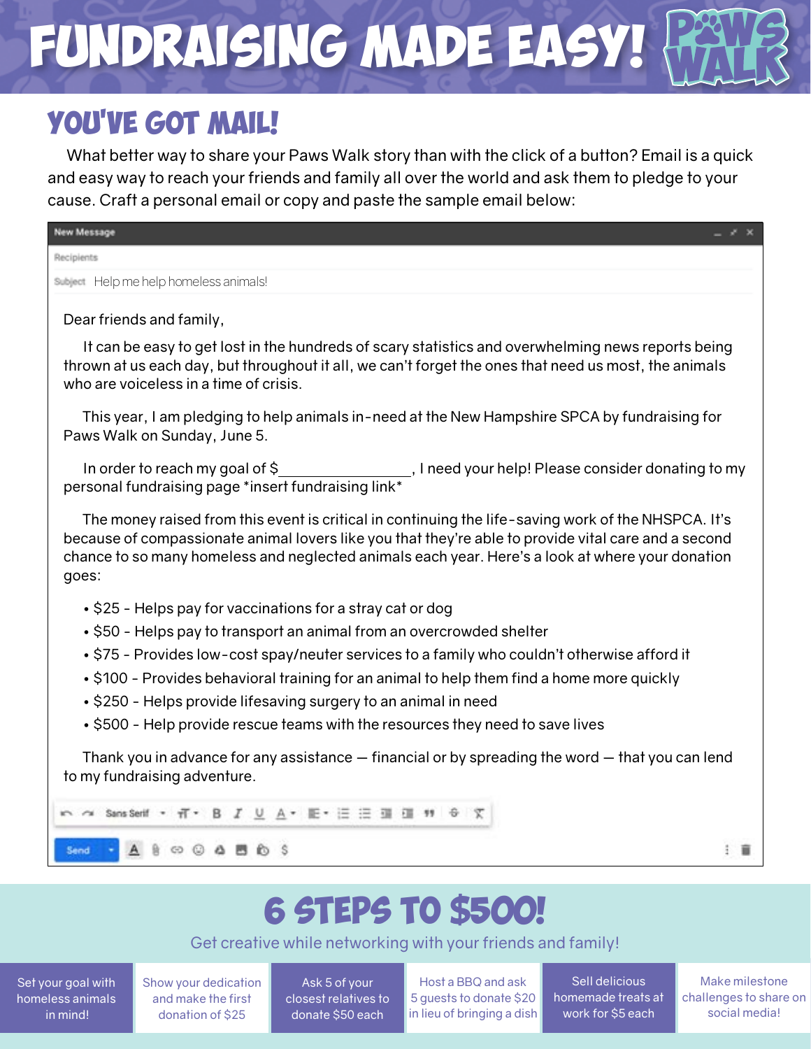# FUNDRAISING MADE EASY!

PAWS WALK

## YOU'VE GOT MAIL!

What better way to share your Paws Walk story than with the click of a button? Email is a quick and easy way to reach your friends and family all over the world and ask them to pledge to your cause. Craft a personal email or copy and paste the sample email below:

New Message

Recipients

Subject Help me help homeless animals!

Dear friends and family,

It can be easy to get lost in the hundreds of scary statistics and overwhelming news reports being thrown at us each day, but throughout it all, we can't forget the ones that need us most, the animals who are voiceless in a time of crisis.

This year, I am pledging to help animals in-need at the New Hampshire SPCA by fundraising for Paws Walk on Sunday, June 5.

In order to reach my goal of $_______________, I need your help! Please consider donating to my personal fundraising page *insert fundraising link*

The money raised from this event is critical in continuing the life-saving work of the NHSPCA. It's because of compassionate animal lovers like you that they're able to provide vital care and a second chance to so many homeless and neglected animals each year. Here's a look at where your donation goes:

- $25 - Helps pay for vaccinations for a stray cat or dog
- $50 - Helps pay to transport an animal from an overcrowded shelter
- $75 - Provides low-cost spay/neuter services to a family who couldn't otherwise afford it
- $100 - Provides behavioral training for an animal to help them find a home more quickly
- $250 - Helps provide lifesaving surgery to an animal in need
- $500 - Help provide rescue teams with the resources they need to save lives

Thank you in advance for any assistance — financial or by spreading the word — that you can lend to my fundraising adventure.

Send

## 6 STEPS TO $500!

Get creative while networking with your friends and family!

1. Set your goal with homeless animals in mind!
2. Show your dedication and make the first donation of $25
3. Ask 5 of your closest relatives to donate $50 each
4. Host a BBQ and ask 5 guests to donate $20 in lieu of bringing a dish
5. Sell delicious homemade treats at work for $5 each
6. Make milestone challenges to share on social media!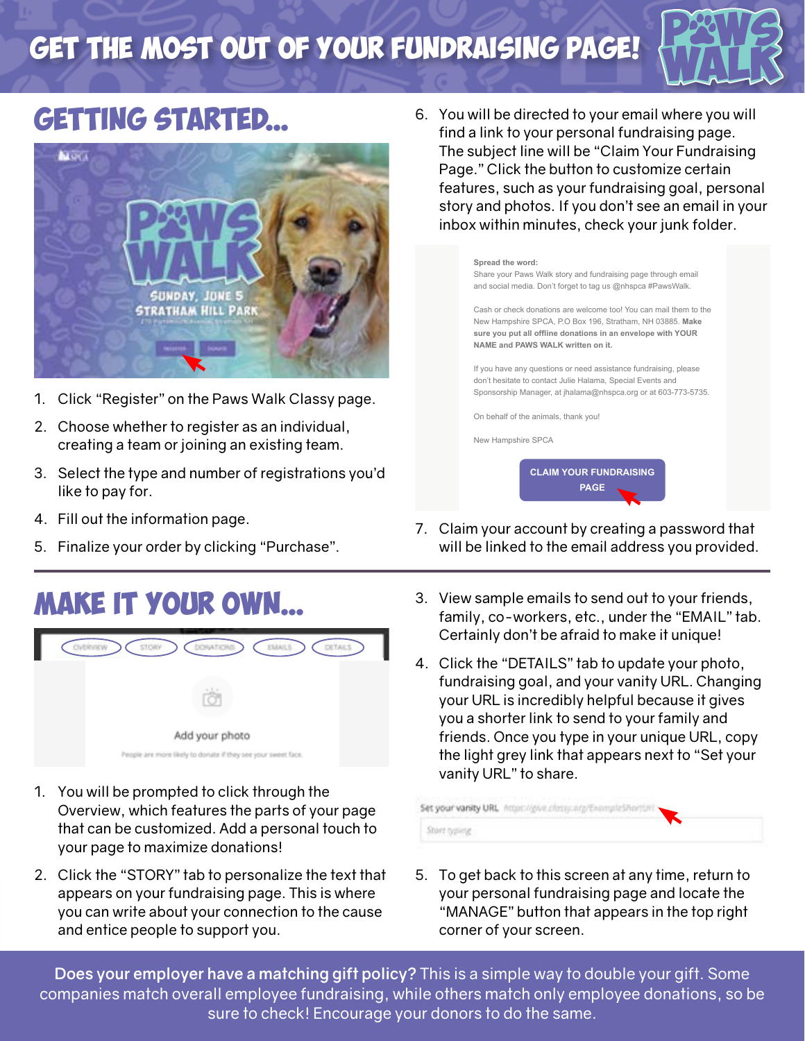# GET THE MOST OUT OF YOUR FUNDRAISING PAGE!

## GETTING STARTED...

1. Click "Register" on the Paws Walk Classy page.
2. Choose whether to register as an individual, creating a team or joining an existing team.
3. Select the type and number of registrations you'd like to pay for.
4. Fill out the information page.
5. Finalize your order by clicking "Purchase".
6. You will be directed to your email where you will find a link to your personal fundraising page. The subject line will be "Claim Your Fundraising Page." Click the button to customize certain features, such as your fundraising goal, personal story and photos. If you don't see an email in your inbox within minutes, check your junk folder.

> **Spread the word:**
> Share your Paws Walk story and fundraising page through email and social media. Don't forget to tag us @nhspca #PawsWalk.
>
> Cash or check donations are welcome too! You can mail them to the New Hampshire SPCA, P.O Box 196, Stratham, NH 03885. **Make sure you put all offline donations in an envelope with YOUR NAME and PAWS WALK written on it.**
>
> If you have any questions or need assistance fundraising, please don't hesitate to contact Julie Halama, Special Events and Sponsorship Manager, at jhalama@nhspca.org or at 603-773-5735.
>
> On behalf of the animals, thank you!
>
> New Hampshire SPCA
>
> CLAIM YOUR FUNDRAISING PAGE

7. Claim your account by creating a password that will be linked to the email address you provided.

## MAKE IT YOUR OWN...

1. You will be prompted to click through the Overview, which features the parts of your page that can be customized. Add a personal touch to your page to maximize donations!
2. Click the "STORY" tab to personalize the text that appears on your fundraising page. This is where you can write about your connection to the cause and entice people to support you.
3. View sample emails to send out to your friends, family, co-workers, etc., under the "EMAIL" tab. Certainly don't be afraid to make it unique!
4. Click the "DETAILS" tab to update your photo, fundraising goal, and your vanity URL. Changing your URL is incredibly helpful because it gives you a shorter link to send to your family and friends. Once you type in your unique URL, copy the light grey link that appears next to "Set your vanity URL" to share.
5. To get back to this screen at any time, return to your personal fundraising page and locate the "MANAGE" button that appears in the top right corner of your screen.

**Does your employer have a matching gift policy?** This is a simple way to double your gift. Some companies match overall employee fundraising, while others match only employee donations, so be sure to check! Encourage your donors to do the same.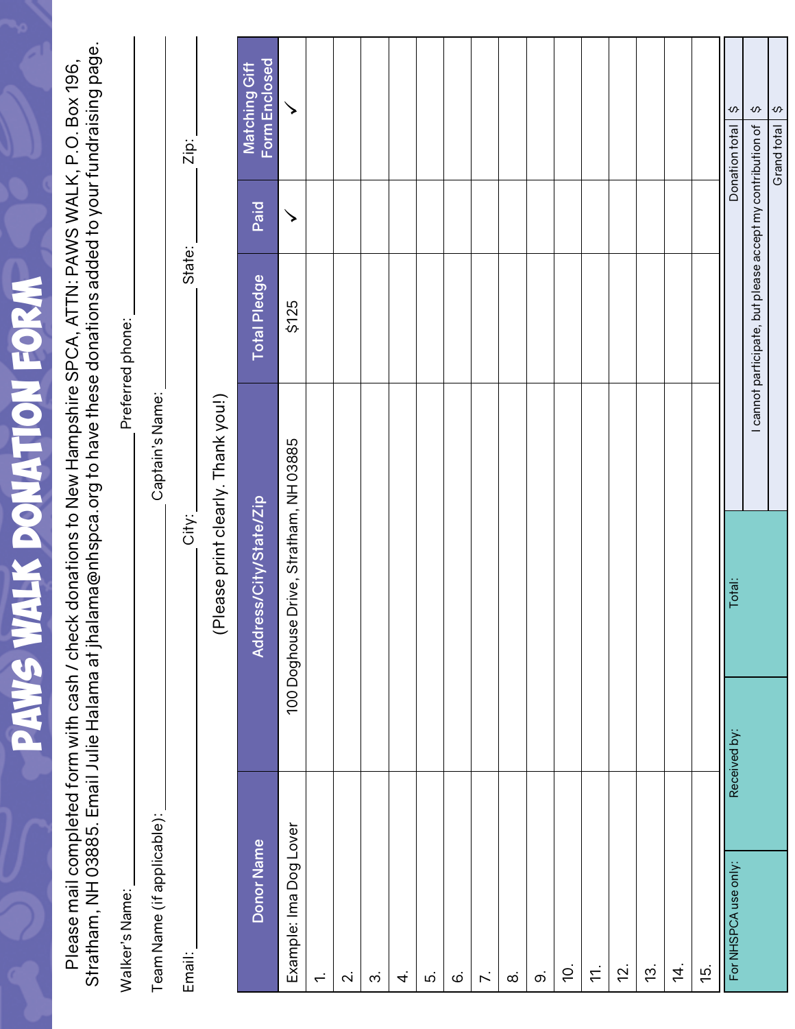# PAWS WALK DONATION FORM

Please mail completed form with cash / check donations to New Hampshire SPCA, ATTN: PAWS WALK, P.O. Box 196, Stratham, NH 03885. Email Julie Halama at jhalama@nhspca.org to have these donations added to your fundraising page.

Walker's Name: ____________________ Preferred phone: ____________________

Team Name (if applicable): ____________________ Captain's Name: ____________________

Email: ____________________ City: ____________________ State: __________ Zip: __________

(Please print clearly. Thank you!)

| Donor Name | Address/City/State/Zip | Total Pledge | Paid | Matching Gift Form Enclosed |
|---|---|---|---|---|
| Example: Ima Dog Lover | 100 Doghouse Drive, Stratham, NH 03885 | $125 | ✓ | ✓ |
| 1. | | | | |
| 2. | | | | |
| 3. | | | | |
| 4. | | | | |
| 5. | | | | |
| 6. | | | | |
| 7. | | | | |
| 8. | | | | |
| 9. | | | | |
| 10. | | | | |
| 11. | | | | |
| 12. | | | | |
| 13. | | | | |
| 14. | | | | |
| 15. | | | | |

| | | |
|---|---|---|
| For NHSPCA use only: | Received by: | Total: |

| | |
|---|---|
| Donation total | $ |
| I cannot participate, but please accept my contribution of | $ |
| Grand total | $ |